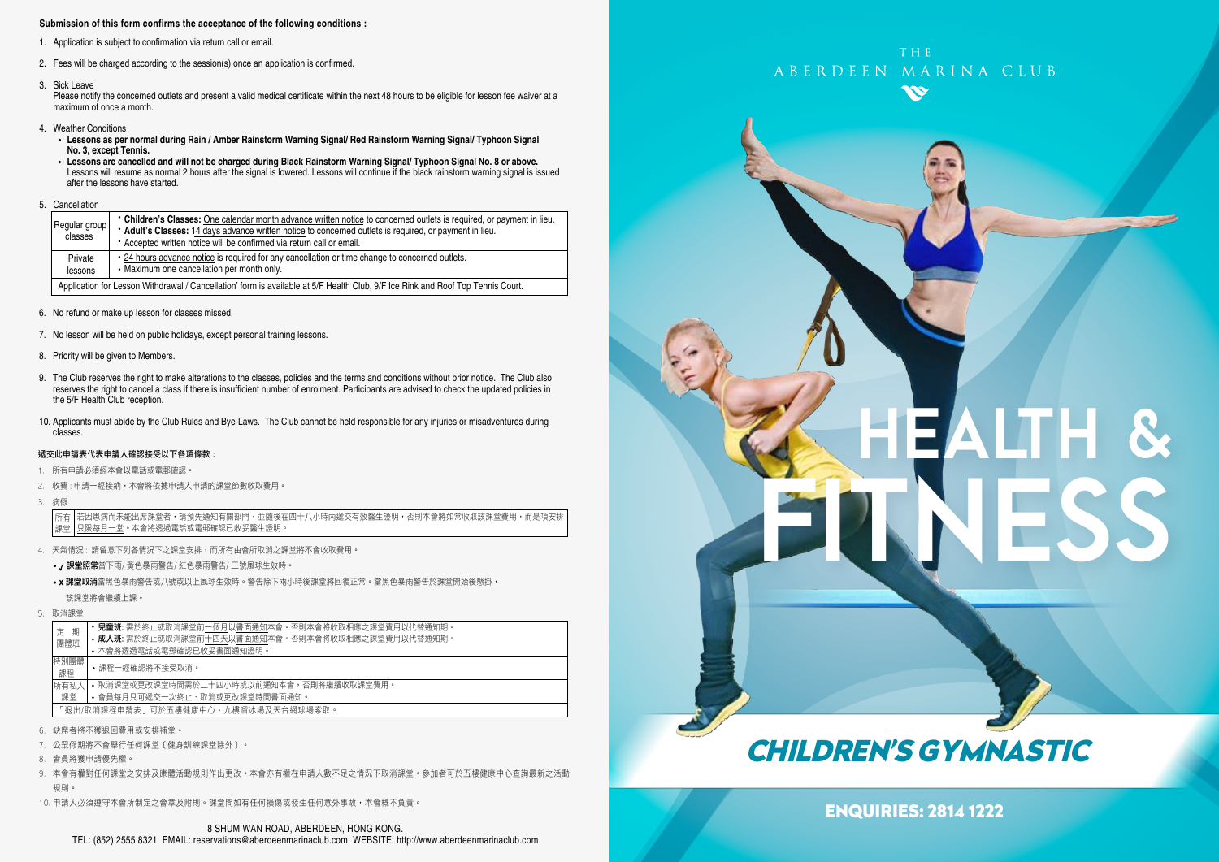**Submission of this form confirms the acceptance of the following conditions :**

1. Application is subject to confirmation via return call or email.
2. Fees will be charged according to the session(s) once an application is confirmed.
3. Sick Leave
   Please notify the concerned outlets and present a valid medical certificate within the next 48 hours to be eligible for lesson fee waiver at a maximum of once a month.
4. Weather Conditions
   - **Lessons as per normal during Rain / Amber Rainstorm Warning Signal/ Red Rainstorm Warning Signal/ Typhoon Signal No. 3, except Tennis.**
   - **Lessons are cancelled and will not be charged during Black Rainstorm Warning Signal/ Typhoon Signal No. 8 or above.** Lessons will resume as normal 2 hours after the signal is lowered. Lessons will continue if the black rainstorm warning signal is issued after the lessons have started.
5. Cancellation

| | |
|---|---|
| Regular group classes | • **Children's Classes:** One calendar month advance written notice to concerned outlets is required, or payment in lieu.<br>• **Adult's Classes:** 14 days advance written notice to concerned outlets is required, or payment in lieu.<br>• Accepted written notice will be confirmed via return call or email. |
| Private lessons | • 24 hours advance notice is required for any cancellation or time change to concerned outlets.<br>• Maximum one cancellation per month only. |
| Application for Lesson Withdrawal / Cancellation' form is available at 5/F Health Club, 9/F Ice Rink and Roof Top Tennis Court. | |

6. No refund or make up lesson for classes missed.
7. No lesson will be held on public holidays, except personal training lessons.
8. Priority will be given to Members.
9. The Club reserves the right to make alterations to the classes, policies and the terms and conditions without prior notice. The Club also reserves the right to cancel a class if there is insufficient number of enrolment. Participants are advised to check the updated policies in the 5/F Health Club reception.
10. Applicants must abide by the Club Rules and Bye-Laws. The Club cannot be held responsible for any injuries or misadventures during classes.

**遞交此申請表代表申請人確認接受以下各項條款：**

1. 所有申請必須經本會以電話或電郵確認。
2. 收費：申請一經接納，本會將依據申請人申請的課堂節數收取費用。
3. 病假

| | |
|---|---|
| 所有課堂 | 若因患病而未能出席課堂者，請預先通知有關部門，並隨後在四十八小時內遞交有效醫生證明，否則本會將如常收取該課堂費用，而是項安排只限每月一堂。本會將透過電話或電郵確認已收妥醫生證明。 |

4. 天氣情況：請留意下列各情況下之課堂安排，而所有由會所取消之課堂將不會收取費用。
   - ✓ **課堂照常**當下雨/ 黃色暴雨警告/ 紅色暴雨警告/ 三號風球生效時。
   - x **課堂取消**當黑色暴雨警告或八號或以上風球生效時。警告除下兩小時後課堂將回復正常。當黑色暴雨警告於課堂開始後懸掛，該課堂將會繼續上課。
5. 取消課堂

| | |
|---|---|
| 定期團體班 | • **兒童班:** 需於終止或取消課堂前一個月以書面通知本會。否則本會將收取相應之課堂費用以代替通知期。<br>• **成人班:** 需於終止或取消課堂前十四天以書面通知本會。否則本會將收取相應之課堂費用以代替通知期。<br>• 本會將透過電話或電郵確認已收妥書面通知證明。 |
| 特別團體課程 | • 課程一經確認將不接受取消。 |
| 所有私人課堂 | • 取消課堂或更改課堂時間需於二十四小時或以前通知本會，否則將繼續收取課堂費用。<br>• 會員每月只可遞交一次終止、取消或更改課堂時間書面通知。 |
| 「退出/取消課程申請表」可於五樓健康中心、九樓溜冰場及天台網球場索取。 | |

6. 缺席者將不獲退回費用或安排補堂。
7. 公眾假期將不會舉行任何課堂〔健身訓練課堂除外〕。
8. 會員將獲申請優先權。
9. 本會有權對任何課堂之安排及康體活動規則作出更改。本會亦有權在申請人數不足之情況下取消課堂。參加者可於五樓健康中心查詢最新之活動規則。
10. 申請人必須遵守本會所制定之會章及附則。課堂間如有任何損傷或發生任何意外事故，本會概不負責。

8 SHUM WAN ROAD, ABERDEEN, HONG KONG.
TEL: (852) 2555 8321 EMAIL: reservations@aberdeenmarinaclub.com WEBSITE: http://www.aberdeenmarinaclub.com

THE ABERDEEN MARINA CLUB

# HEALTH & FITNESS

## CHILDREN'S GYMNASTIC

**ENQUIRIES: 2814 1222**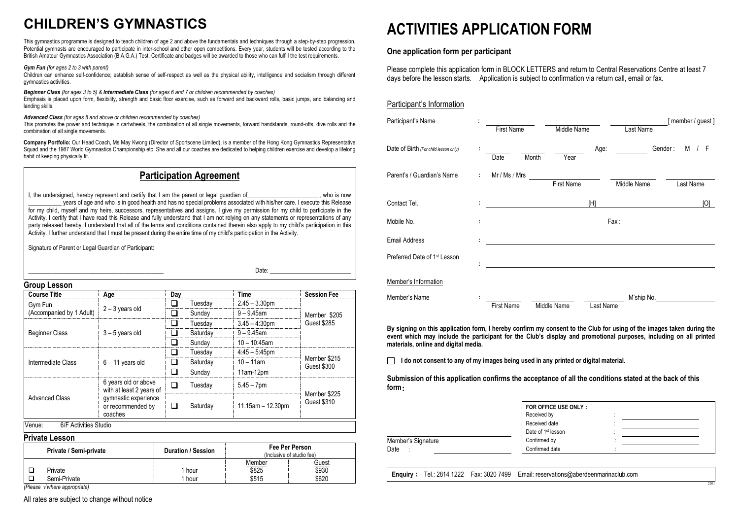# CHILDREN'S GYMNASTICS

This gymnastics programme is designed to teach children of age 2 and above the fundamentals and techniques through a step-by-step progression. Potential gymnasts are encouraged to participate in inter-school and other open competitions. Every year, students will be tested according to the British Amateur Gymnastics Association (B.A.G.A.) Test. Certificate and badges will be awarded to those who can fulfill the test requirements.

***Gym Fun** (for ages 2 to 3 with parent)*

Children can enhance self-confidence; establish sense of self-respect as well as the physical ability, intelligence and socialism through different gymnastics activities.

***Beginner Class** (for ages 3 to 5) & **Intermediate Class** (for ages 6 and 7 or children recommended by coaches)*

Emphasis is placed upon form, flexibility, strength and basic floor exercise, such as forward and backward rolls, basic jumps, and balancing and landing skills.

***Advanced Class** (for ages 8 and above or children recommended by coaches)*

This promotes the power and technique in cartwheels, the combination of all single movements, forward handstands, round-offs, dive rolls and the combination of all single movements.

**Company Portfolio:** Our Head Coach, Ms May Kwong (Director of Sportscene Limited), is a member of the Hong Kong Gymnastics Representative Squad and the 1987 World Gymnastics Championship etc. She and all our coaches are dedicated to helping children exercise and develop a lifelong habit of keeping physically fit.

## Participation Agreement

I, the undersigned, hereby represent and certify that I am the parent or legal guardian of\_\_\_\_\_\_\_\_\_\_\_\_\_\_\_\_\_\_\_\_\_\_\_, who is now \_\_\_\_\_\_\_\_\_\_\_ years of age and who is in good health and has no special problems associated with his/her care. I execute this Release for my child, myself and my heirs, successors, representatives and assigns. I give my permission for my child to participate in the Activity. I certify that I have read this Release and fully understand that I am not relying on any statements or representations of any party released hereby. I understand that all of the terms and conditions contained therein also apply to my child's participation in the Activity. I further understand that I must be present during the entire time of my child's participation in the Activity.

Signature of Parent or Legal Guardian of Participant:

\_\_\_\_\_\_\_\_\_\_\_\_\_\_\_\_\_\_\_\_\_\_\_\_\_\_\_\_\_\_\_\_\_\_\_\_ Date: \_\_\_\_\_\_\_\_\_\_\_\_\_\_\_\_\_\_\_\_\_\_

### Group Lesson

| Course Title | Age | Day | Time | Session Fee |
|---|---|---|---|---|
| Gym Fun (Accompanied by 1 Adult) | 2 – 3 years old | ❑ Tuesday | 2.45 – 3.30pm | Member $205<br>Guest $285 |
| | | ❑ Sunday | 9 – 9.45am | |
| Beginner Class | 3 – 5 years old | ❑ Tuesday | 3.45 – 4:30pm | |
| | | ❑ Saturday | 9 – 9.45am | |
| | | ❑ Sunday | 10 – 10:45am | |
| Intermediate Class | 6 – 11 years old | ❑ Tuesday | 4:45 – 5:45pm | Member $215<br>Guest $300 |
| | | ❑ Saturday | 10 – 11am | |
| | | ❑ Sunday | 11am-12pm | |
| Advanced Class | 6 years old or above with at least 2 years of gymnastic experience or recommended by coaches | ❑ Tuesday | 5.45 – 7pm | Member $225<br>Guest $310 |
| | | ❑ Saturday | 11.15am – 12.30pm | |

Venue: 6/F Activities Studio

### Private Lesson

| Private / Semi-private | Duration / Session | Fee Per Person (Inclusive of studio fee) | |
|---|---|---|---|
| | | Member | Guest |
| ❑ Private | 1 hour | $825 | $930 |
| ❑ Semi-Private | 1 hour | $515 | $620 |

*(Please √ where appropriate)*

All rates are subject to change without notice

# ACTIVITIES APPLICATION FORM

### One application form per participant

Please complete this application form in BLOCK LETTERS and return to Central Reservations Centre at least 7 days before the lesson starts. Application is subject to confirmation via return call, email or fax.

## Participant's Information

Participant's Name : \_\_\_\_\_\_\_\_ First Name \_\_\_\_\_\_\_\_ Middle Name \_\_\_\_\_\_\_\_ Last Name [ member / guest ]

Date of Birth *(For child lesson only)* : \_\_\_\_ Date \_\_\_\_ Month \_\_\_\_ Year Age: \_\_\_\_\_ Gender : M / F

Parent's / Guardian's Name : Mr / Ms / Mrs \_\_\_\_\_\_\_\_ First Name \_\_\_\_\_\_\_\_ Middle Name \_\_\_\_\_\_\_\_ Last Name

Contact Tel. : \_\_\_\_\_\_\_\_\_\_\_\_ [H] \_\_\_\_\_\_\_\_\_\_\_\_ [O]

Mobile No. : \_\_\_\_\_\_\_\_\_\_\_\_ Fax : \_\_\_\_\_\_\_\_\_\_\_\_

Email Address : \_\_\_\_\_\_\_\_\_\_\_\_\_\_\_\_\_\_\_\_\_\_\_\_

Preferred Date of 1st Lesson : \_\_\_\_\_\_\_\_\_\_\_\_\_\_\_\_\_\_\_\_\_\_\_\_

## Member's Information

Member's Name : \_\_\_\_\_\_\_\_ First Name \_\_\_\_\_\_\_\_ Middle Name \_\_\_\_\_\_\_\_ Last Name M'ship No. \_\_\_\_\_\_\_\_

**By signing on this application form, I hereby confirm my consent to the Club for using of the images taken during the event which may include the participant for the Club's display and promotional purposes, including on all printed materials, online and digital media.**

☐ **I do not consent to any of my images being used in any printed or digital material.**

**Submission of this application confirms the acceptance of all the conditions stated at the back of this form：**

\_\_\_\_\_\_\_\_\_\_\_\_\_\_\_\_\_\_\_\_

Member's Signature

Date : \_\_\_\_\_\_\_\_\_\_\_\_

| FOR OFFICE USE ONLY : | |
|---|---|
| Received by | : |
| Received date | : |
| Date of 1st lesson | : |
| Confirmed by | : |
| Confirmed date | : |

**Enquiry :** Tel.: 2814 1222 Fax: 3020 7499 Email: reservations@aberdeenmarinaclub.com